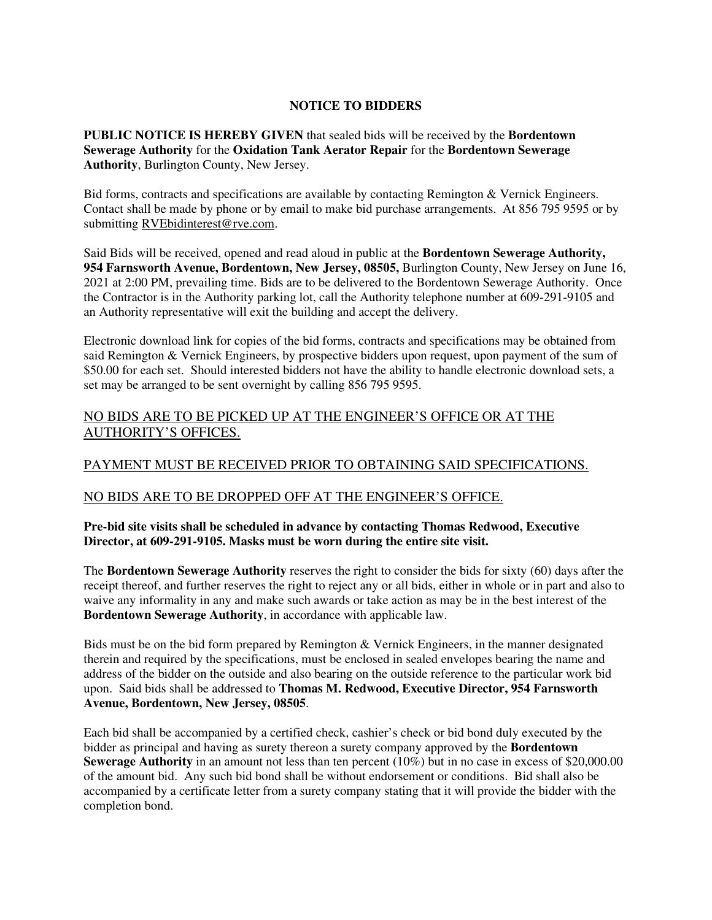# NOTICE TO BIDDERS

**PUBLIC NOTICE IS HEREBY GIVEN** that sealed bids will be received by the **Bordentown Sewerage Authority** for the **Oxidation Tank Aerator Repair** for the **Bordentown Sewerage Authority**, Burlington County, New Jersey.

Bid forms, contracts and specifications are available by contacting Remington & Vernick Engineers. Contact shall be made by phone or by email to make bid purchase arrangements. At 856 795 9595 or by submitting RVEbidinterest@rve.com.

Said Bids will be received, opened and read aloud in public at the **Bordentown Sewerage Authority, 954 Farnsworth Avenue, Bordentown, New Jersey, 08505,** Burlington County, New Jersey on June 16, 2021 at 2:00 PM, prevailing time. Bids are to be delivered to the Bordentown Sewerage Authority. Once the Contractor is in the Authority parking lot, call the Authority telephone number at 609-291-9105 and an Authority representative will exit the building and accept the delivery.

Electronic download link for copies of the bid forms, contracts and specifications may be obtained from said Remington & Vernick Engineers, by prospective bidders upon request, upon payment of the sum of $50.00 for each set. Should interested bidders not have the ability to handle electronic download sets, a set may be arranged to be sent overnight by calling 856 795 9595.

NO BIDS ARE TO BE PICKED UP AT THE ENGINEER'S OFFICE OR AT THE AUTHORITY'S OFFICES.

PAYMENT MUST BE RECEIVED PRIOR TO OBTAINING SAID SPECIFICATIONS.

NO BIDS ARE TO BE DROPPED OFF AT THE ENGINEER'S OFFICE.

**Pre-bid site visits shall be scheduled in advance by contacting Thomas Redwood, Executive Director, at 609-291-9105. Masks must be worn during the entire site visit.**

The **Bordentown Sewerage Authority** reserves the right to consider the bids for sixty (60) days after the receipt thereof, and further reserves the right to reject any or all bids, either in whole or in part and also to waive any informality in any and make such awards or take action as may be in the best interest of the **Bordentown Sewerage Authority**, in accordance with applicable law.

Bids must be on the bid form prepared by Remington & Vernick Engineers, in the manner designated therein and required by the specifications, must be enclosed in sealed envelopes bearing the name and address of the bidder on the outside and also bearing on the outside reference to the particular work bid upon. Said bids shall be addressed to **Thomas M. Redwood, Executive Director, 954 Farnsworth Avenue, Bordentown, New Jersey, 08505**.

Each bid shall be accompanied by a certified check, cashier's check or bid bond duly executed by the bidder as principal and having as surety thereon a surety company approved by the **Bordentown Sewerage Authority** in an amount not less than ten percent (10%) but in no case in excess of $20,000.00 of the amount bid. Any such bid bond shall be without endorsement or conditions. Bid shall also be accompanied by a certificate letter from a surety company stating that it will provide the bidder with the completion bond.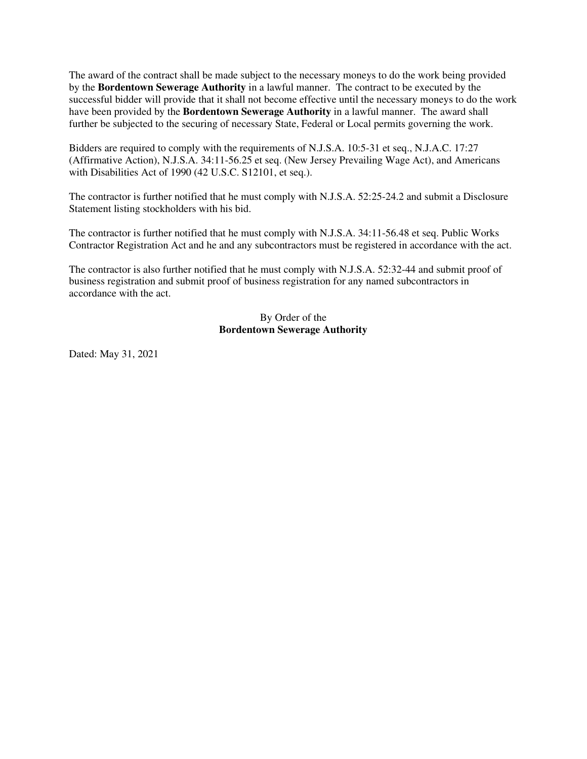The award of the contract shall be made subject to the necessary moneys to do the work being provided by the **Bordentown Sewerage Authority** in a lawful manner. The contract to be executed by the successful bidder will provide that it shall not become effective until the necessary moneys to do the work have been provided by the **Bordentown Sewerage Authority** in a lawful manner. The award shall further be subjected to the securing of necessary State, Federal or Local permits governing the work.

Bidders are required to comply with the requirements of N.J.S.A. 10:5-31 et seq., N.J.A.C. 17:27 (Affirmative Action), N.J.S.A. 34:11-56.25 et seq. (New Jersey Prevailing Wage Act), and Americans with Disabilities Act of 1990 (42 U.S.C. S12101, et seq.).

The contractor is further notified that he must comply with N.J.S.A. 52:25-24.2 and submit a Disclosure Statement listing stockholders with his bid.

The contractor is further notified that he must comply with N.J.S.A. 34:11-56.48 et seq. Public Works Contractor Registration Act and he and any subcontractors must be registered in accordance with the act.

The contractor is also further notified that he must comply with N.J.S.A. 52:32-44 and submit proof of business registration and submit proof of business registration for any named subcontractors in accordance with the act.

By Order of the
**Bordentown Sewerage Authority**

Dated: May 31, 2021